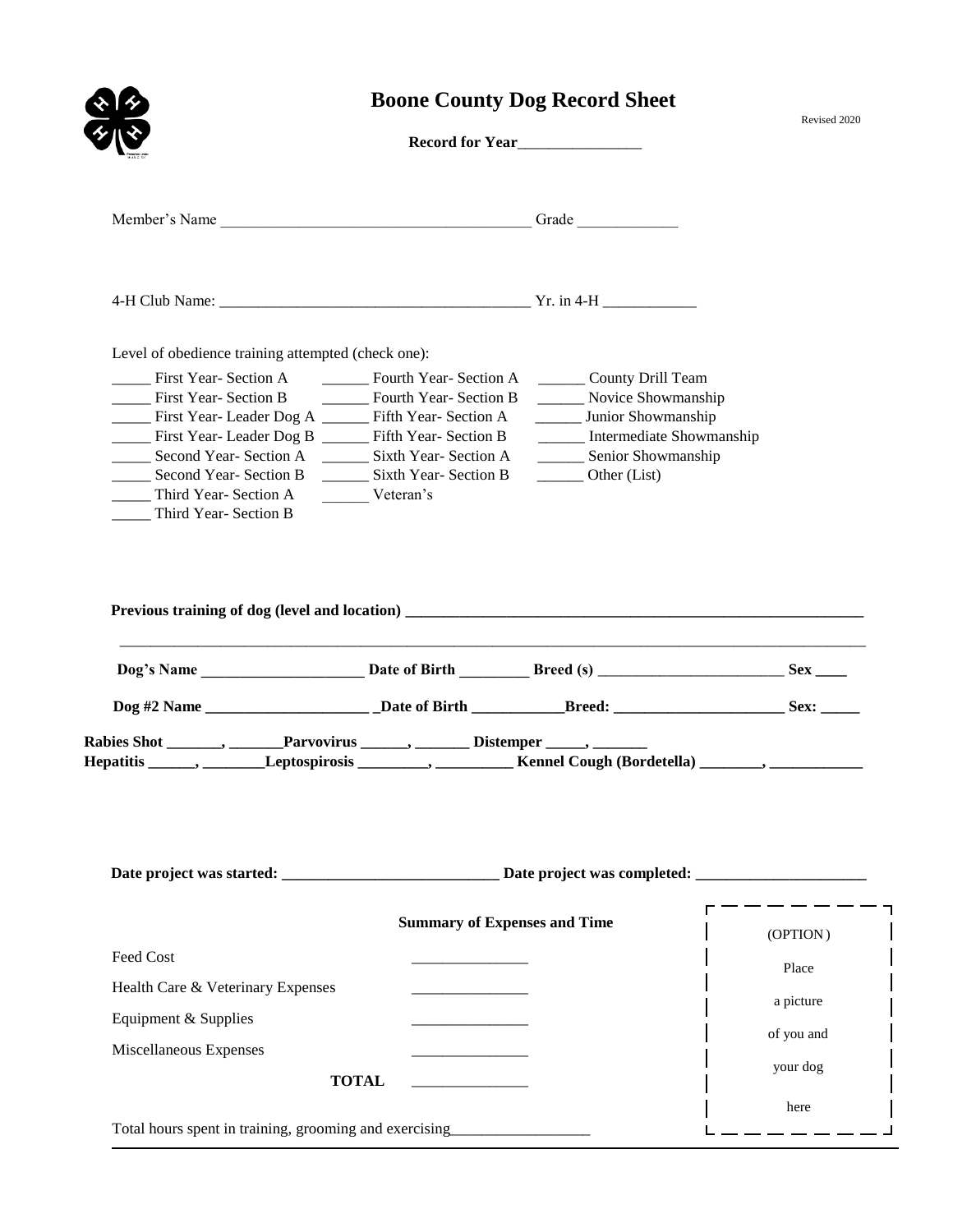# Boone County Dog Record Sheet

Revised 2020

**Record for Year________________**

Member's Name ______________________________________ Grade _____________

4-H Club Name: ______________________________________ Yr. in 4-H ____________

Level of obedience training attempted (check one):

_____ First Year- Section A
_____ First Year- Section B
_____ First Year- Leader Dog A
_____ First Year- Leader Dog B
_____ Second Year- Section A
_____ Second Year- Section B
_____ Third Year- Section A
_____ Third Year- Section B
______ Fourth Year- Section A
______ Fourth Year- Section B
______ Fifth Year- Section A
______ Fifth Year- Section B
______ Sixth Year- Section A
______ Sixth Year- Section B
______ Veteran's
______ County Drill Team
______ Novice Showmanship
______ Junior Showmanship
______ Intermediate Showmanship
______ Senior Showmanship
______ Other (List)

**Previous training of dog (level and location) ____________________________________________________________**

______________________________________________________________________________________________

**Dog's Name ____________________ Date of Birth ________ Breed (s) ________________________ Sex ____**

**Dog #2 Name _____________________ _Date of Birth ___________Breed: _____________________ Sex: _____**

**Rabies Shot _______, _______Parvovirus ______, _______ Distemper _____, _______**
**Hepatitis ______, ________Leptospirosis _________, __________ Kennel Cough (Bordetella) ________, ____________**

**Date project was started: ___________________________ Date project was completed: _____________________**

**Summary of Expenses and Time**

| | |
|---|---|
| Feed Cost | _______________ |
| Health Care & Veterinary Expenses | _______________ |
| Equipment & Supplies | _______________ |
| Miscellaneous Expenses | _______________ |
| **TOTAL** | _______________ |

(OPTION) Place a picture of you and your dog here

Total hours spent in training, grooming and exercising_________________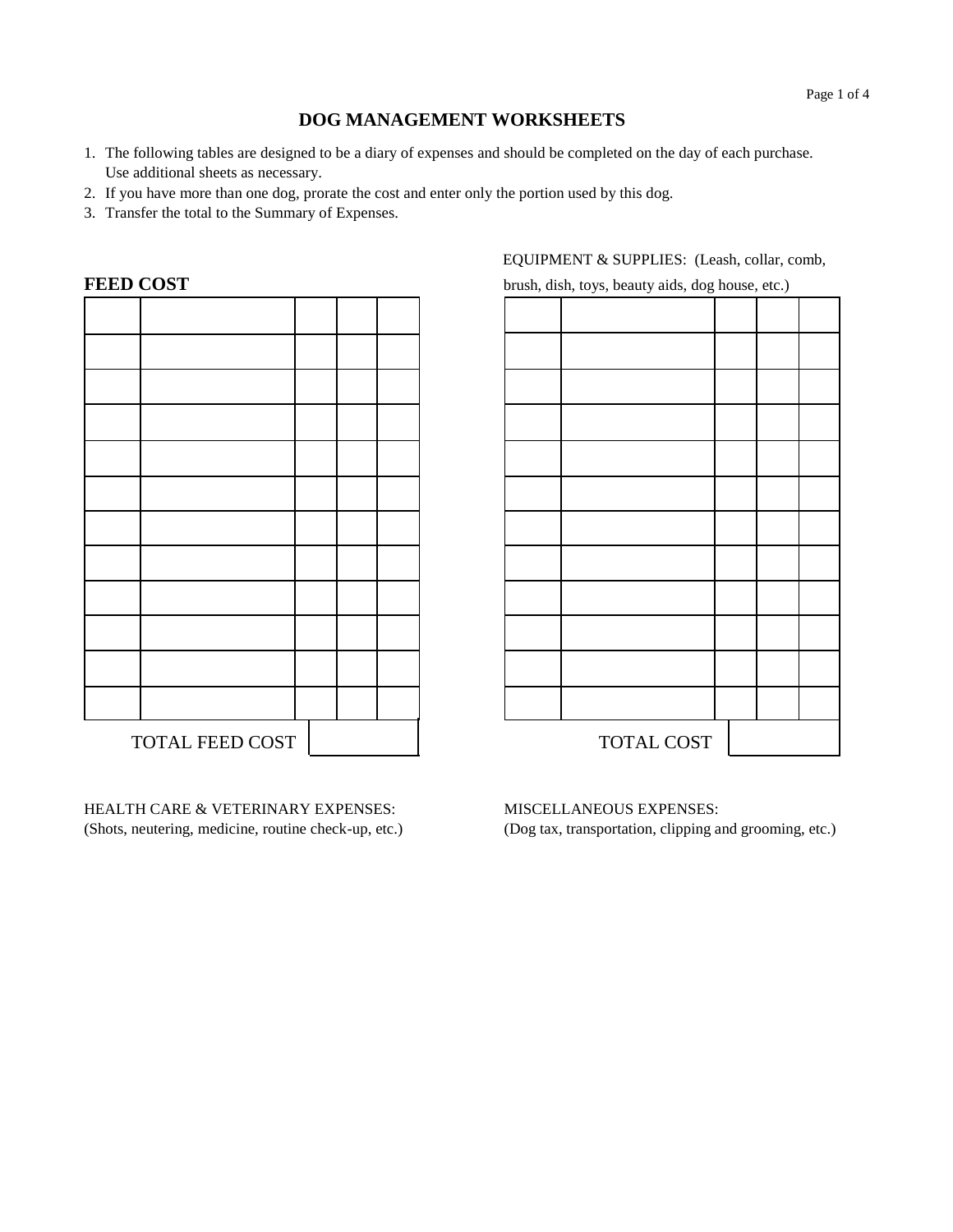# DOG MANAGEMENT WORKSHEETS

1. The following tables are designed to be a diary of expenses and should be completed on the day of each purchase. Use additional sheets as necessary.
2. If you have more than one dog, prorate the cost and enter only the portion used by this dog.
3. Transfer the total to the Summary of Expenses.

## FEED COST

| | | | | |
|---|---|---|---|---|
| | | | | |
| | | | | |
| | | | | |
| | | | | |
| | | | | |
| | | | | |
| | | | | |
| | | | | |
| | | | | |
| | | | | |
| | | | | |

TOTAL FEED COST | |

EQUIPMENT & SUPPLIES: (Leash, collar, comb, brush, dish, toys, beauty aids, dog house, etc.)

| | | | | |
|---|---|---|---|---|
| | | | | |
| | | | | |
| | | | | |
| | | | | |
| | | | | |
| | | | | |
| | | | | |
| | | | | |
| | | | | |
| | | | | |
| | | | | |

TOTAL COST | |

HEALTH CARE & VETERINARY EXPENSES:
(Shots, neutering, medicine, routine check-up, etc.)

MISCELLANEOUS EXPENSES:
(Dog tax, transportation, clipping and grooming, etc.)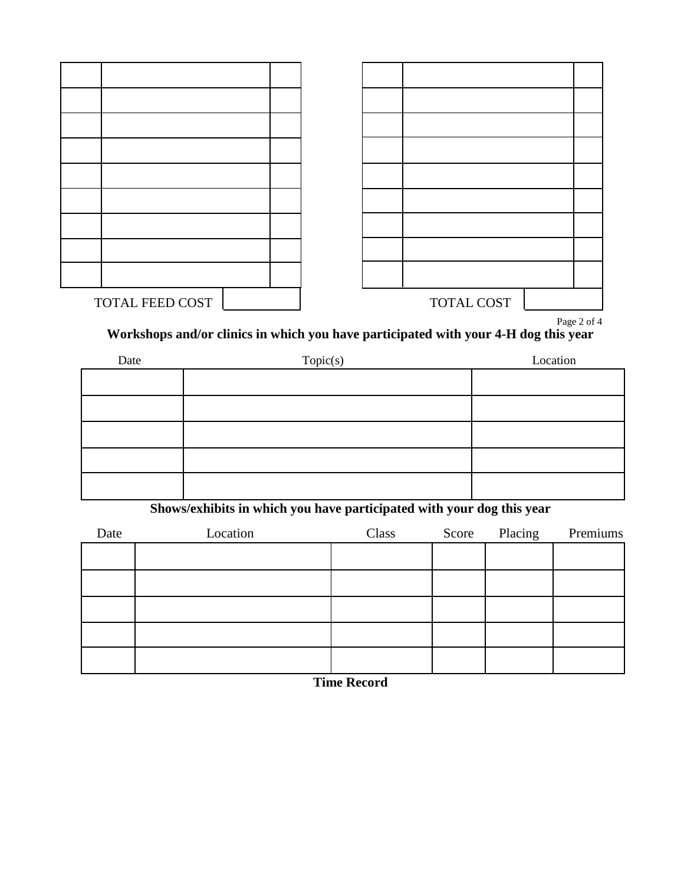| | | |
|---|---|---|
| | | |
| | | |
| | | |
| | | |
| | | |
| | | |
| | | |
| | | |
| | | |
| TOTAL FEED COST | | |

| | | |
|---|---|---|
| | | |
| | | |
| | | |
| | | |
| | | |
| | | |
| | | |
| | | |
| | | |
| TOTAL COST | | |

**Workshops and/or clinics in which you have participated with your 4-H dog this year**

| Date | Topic(s) | Location |
|---|---|---|
| | | |
| | | |
| | | |
| | | |
| | | |

**Shows/exhibits in which you have participated with your dog this year**

| Date | Location | Class | Score | Placing | Premiums |
|---|---|---|---|---|---|
| | | | | | |
| | | | | | |
| | | | | | |
| | | | | | |
| | | | | | |

**Time Record**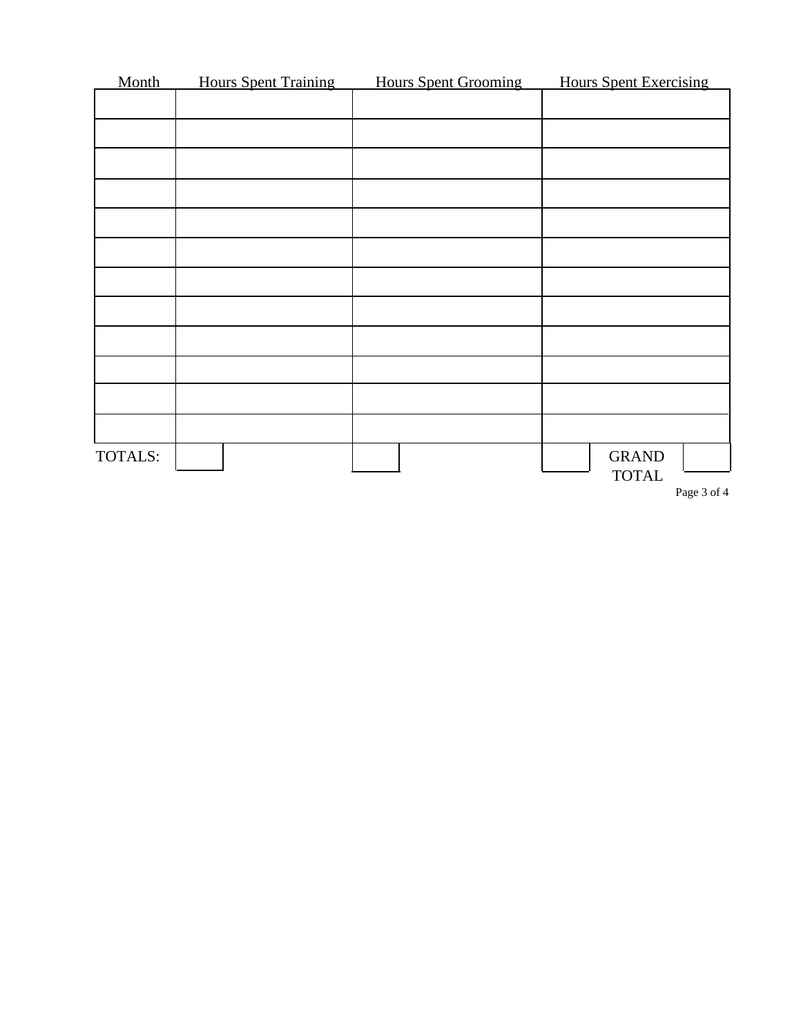| Month | Hours Spent Training | Hours Spent Grooming | Hours Spent Exercising |
| --- | --- | --- | --- |
| | | | |
| | | | |
| | | | |
| | | | |
| | | | |
| | | | |
| | | | |
| | | | |
| | | | |
| | | | |
| | | | |
| | | | |
| TOTALS: | | | GRAND TOTAL |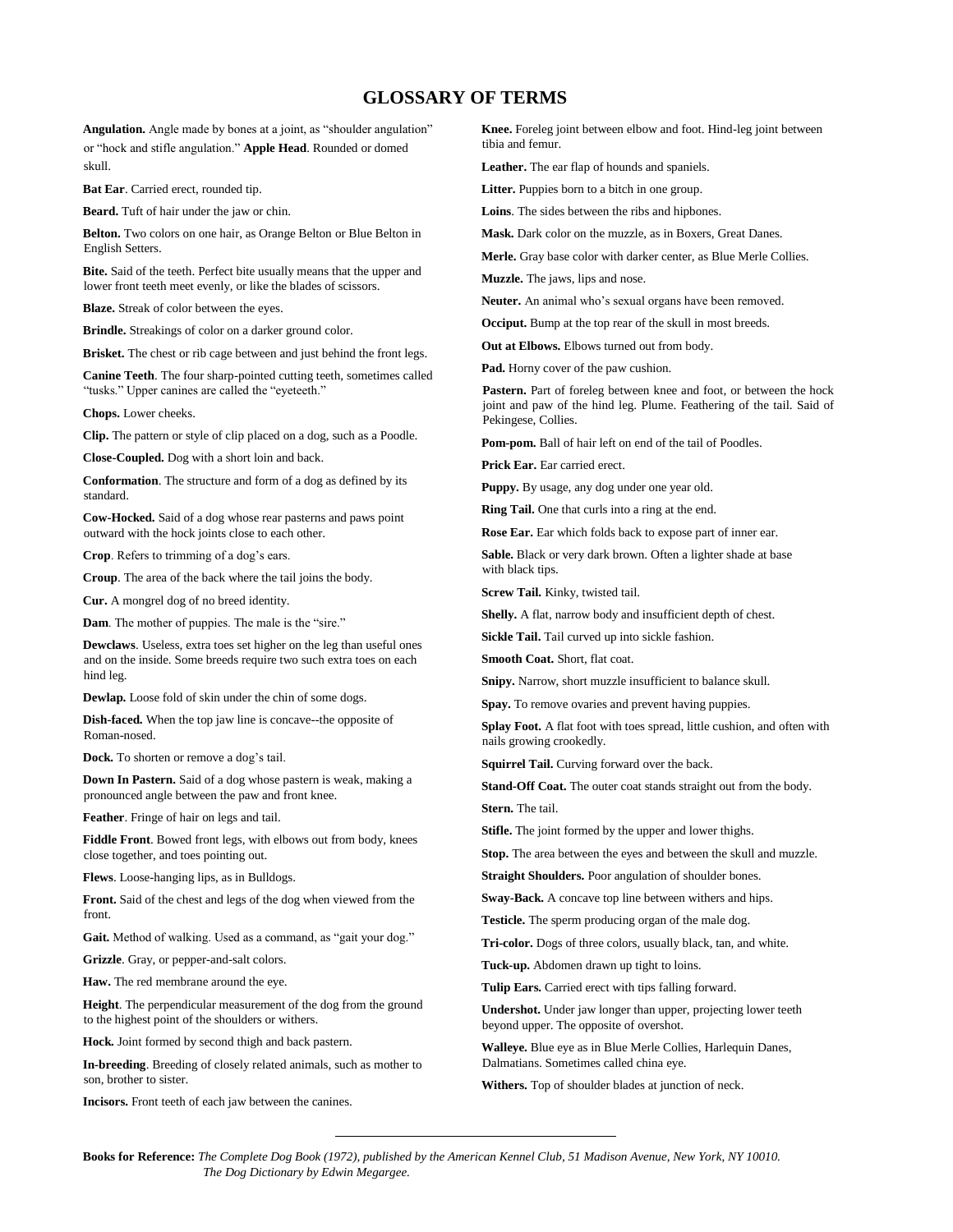# GLOSSARY OF TERMS

**Angulation.** Angle made by bones at a joint, as "shoulder angulation" or "hock and stifle angulation." **Apple Head**. Rounded or domed skull.

**Bat Ear**. Carried erect, rounded tip.

**Beard.** Tuft of hair under the jaw or chin.

**Belton.** Two colors on one hair, as Orange Belton or Blue Belton in English Setters.

**Bite.** Said of the teeth. Perfect bite usually means that the upper and lower front teeth meet evenly, or like the blades of scissors.

**Blaze.** Streak of color between the eyes.

**Brindle.** Streakings of color on a darker ground color.

**Brisket.** The chest or rib cage between and just behind the front legs.

**Canine Teeth**. The four sharp-pointed cutting teeth, sometimes called "tusks." Upper canines are called the "eyeteeth."

**Chops.** Lower cheeks.

**Clip.** The pattern or style of clip placed on a dog, such as a Poodle.

**Close-Coupled.** Dog with a short loin and back.

**Conformation**. The structure and form of a dog as defined by its standard.

**Cow-Hocked.** Said of a dog whose rear pasterns and paws point outward with the hock joints close to each other.

**Crop**. Refers to trimming of a dog's ears.

**Croup**. The area of the back where the tail joins the body.

**Cur.** A mongrel dog of no breed identity.

**Dam**. The mother of puppies. The male is the "sire."

**Dewclaws**. Useless, extra toes set higher on the leg than useful ones and on the inside. Some breeds require two such extra toes on each hind leg.

**Dewlap.** Loose fold of skin under the chin of some dogs.

**Dish-faced.** When the top jaw line is concave--the opposite of Roman-nosed.

**Dock.** To shorten or remove a dog's tail.

**Down In Pastern.** Said of a dog whose pastern is weak, making a pronounced angle between the paw and front knee.

**Feather**. Fringe of hair on legs and tail.

**Fiddle Front**. Bowed front legs, with elbows out from body, knees close together, and toes pointing out.

**Flews**. Loose-hanging lips, as in Bulldogs.

**Front.** Said of the chest and legs of the dog when viewed from the front.

**Gait.** Method of walking. Used as a command, as "gait your dog."

**Grizzle**. Gray, or pepper-and-salt colors.

**Haw.** The red membrane around the eye.

**Height**. The perpendicular measurement of the dog from the ground to the highest point of the shoulders or withers.

**Hock.** Joint formed by second thigh and back pastern.

**In-breeding**. Breeding of closely related animals, such as mother to son, brother to sister.

**Incisors.** Front teeth of each jaw between the canines.

**Knee.** Foreleg joint between elbow and foot. Hind-leg joint between tibia and femur.

**Leather.** The ear flap of hounds and spaniels.

**Litter.** Puppies born to a bitch in one group.

**Loins**. The sides between the ribs and hipbones.

**Mask.** Dark color on the muzzle, as in Boxers, Great Danes.

**Merle.** Gray base color with darker center, as Blue Merle Collies.

**Muzzle.** The jaws, lips and nose.

**Neuter.** An animal who's sexual organs have been removed.

**Occiput.** Bump at the top rear of the skull in most breeds.

**Out at Elbows.** Elbows turned out from body.

**Pad.** Horny cover of the paw cushion.

**Pastern.** Part of foreleg between knee and foot, or between the hock joint and paw of the hind leg. Plume. Feathering of the tail. Said of Pekingese, Collies.

**Pom-pom.** Ball of hair left on end of the tail of Poodles.

**Prick Ear.** Ear carried erect.

**Puppy.** By usage, any dog under one year old.

**Ring Tail.** One that curls into a ring at the end.

**Rose Ear.** Ear which folds back to expose part of inner ear.

**Sable.** Black or very dark brown. Often a lighter shade at base with black tips.

**Screw Tail.** Kinky, twisted tail.

**Shelly.** A flat, narrow body and insufficient depth of chest.

**Sickle Tail.** Tail curved up into sickle fashion.

**Smooth Coat.** Short, flat coat.

**Snipy.** Narrow, short muzzle insufficient to balance skull.

**Spay.** To remove ovaries and prevent having puppies.

**Splay Foot.** A flat foot with toes spread, little cushion, and often with nails growing crookedly.

**Squirrel Tail.** Curving forward over the back.

**Stand-Off Coat.** The outer coat stands straight out from the body.

**Stern.** The tail.

**Stifle.** The joint formed by the upper and lower thighs.

**Stop.** The area between the eyes and between the skull and muzzle.

**Straight Shoulders.** Poor angulation of shoulder bones.

**Sway-Back.** A concave top line between withers and hips.

**Testicle.** The sperm producing organ of the male dog.

**Tri-color.** Dogs of three colors, usually black, tan, and white.

**Tuck-up.** Abdomen drawn up tight to loins.

**Tulip Ears.** Carried erect with tips falling forward.

**Undershot.** Under jaw longer than upper, projecting lower teeth beyond upper. The opposite of overshot.

**Walleye.** Blue eye as in Blue Merle Collies, Harlequin Danes, Dalmatians. Sometimes called china eye.

**Withers.** Top of shoulder blades at junction of neck.

---

**Books for Reference:** *The Complete Dog Book (1972), published by the American Kennel Club, 51 Madison Avenue, New York, NY 10010.*
*The Dog Dictionary by Edwin Megargee.*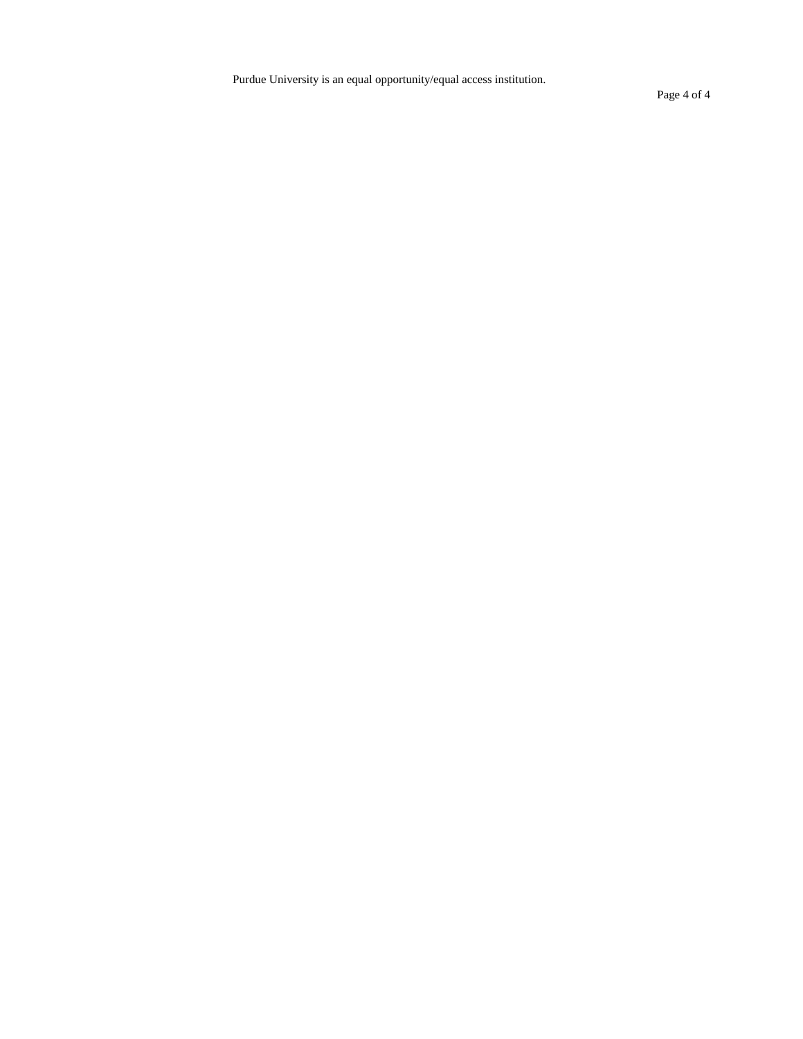Purdue University is an equal opportunity/equal access institution.